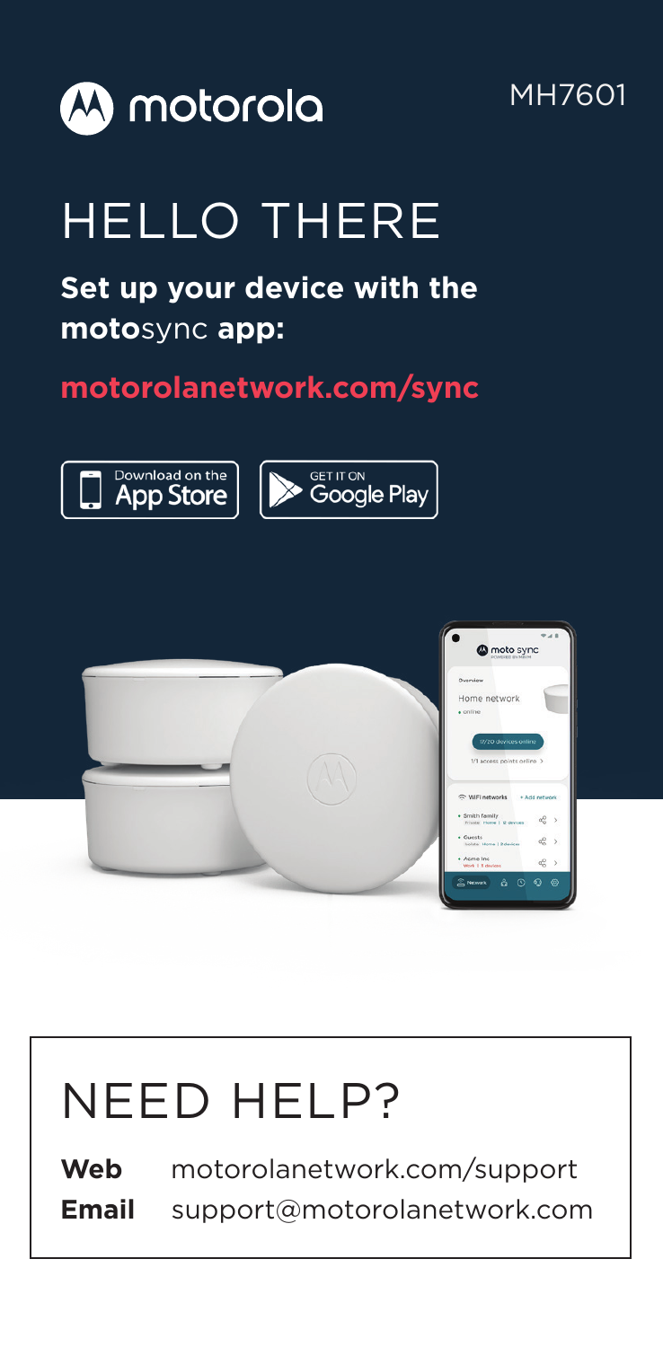motorola

MH7601

# HELLO THERE

**Set up your device with the moto**sync **app:**

**motorolanetwork.com/sync**

Download on the App Store

GET IT ON Google Play

# NEED HELP?

**Web** motorolanetwork.com/support

**Email** support@motorolanetwork.com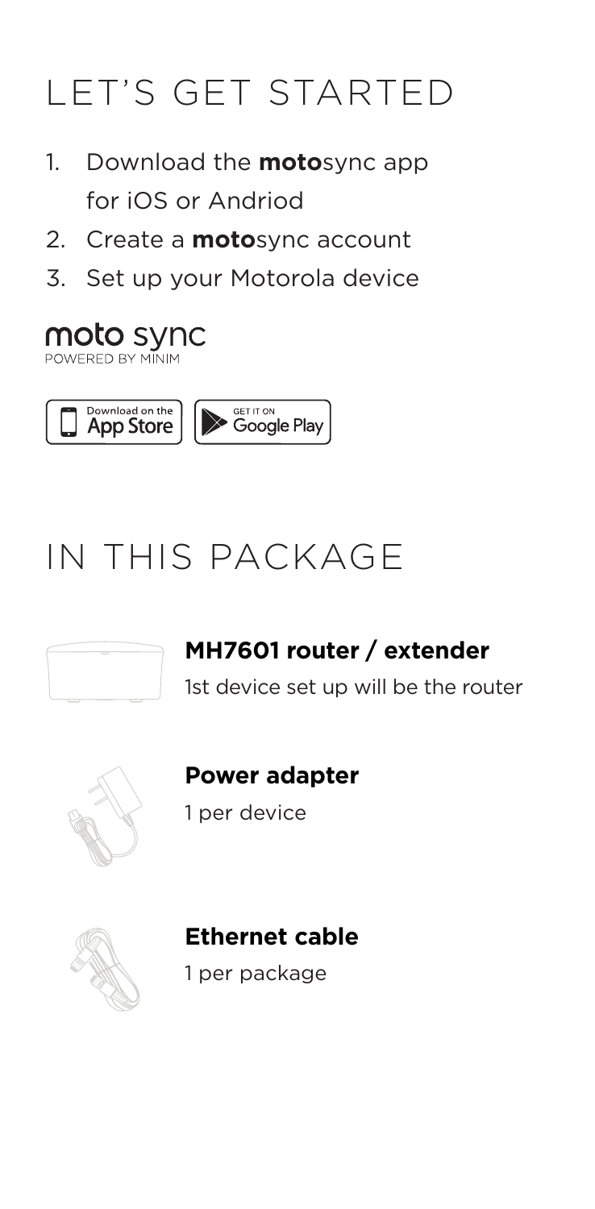# LET'S GET STARTED

1. Download the **moto**sync app for iOS or Andriod
2. Create a **moto**sync account
3. Set up your Motorola device

moto sync
POWERED BY MINIM

Download on the App Store

GET IT ON Google Play

# IN THIS PACKAGE

**MH7601 router / extender**

1st device set up will be the router

**Power adapter**

1 per device

**Ethernet cable**

1 per package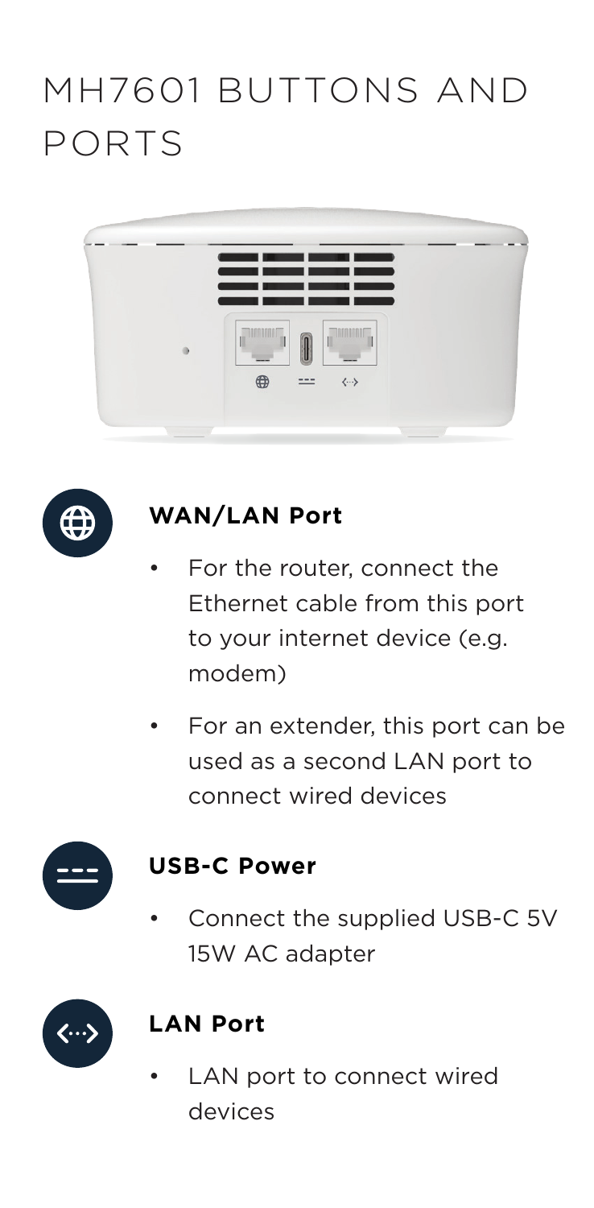# MH7601 BUTTONS AND PORTS

### WAN/LAN Port

- For the router, connect the Ethernet cable from this port to your internet device (e.g. modem)
- For an extender, this port can be used as a second LAN port to connect wired devices

### USB-C Power

- Connect the supplied USB-C 5V 15W AC adapter

### LAN Port

- LAN port to connect wired devices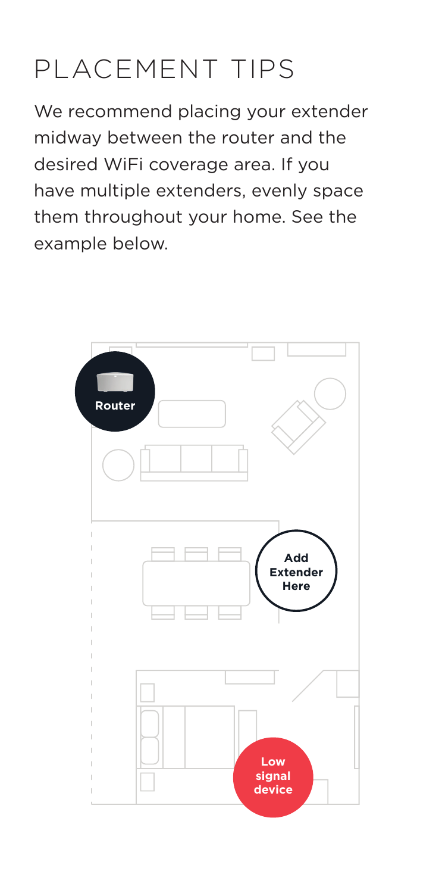# PLACEMENT TIPS

We recommend placing your extender midway between the router and the desired WiFi coverage area. If you have multiple extenders, evenly space them throughout your home. See the example below.

**Router**

**Add Extender Here**

**Low signal device**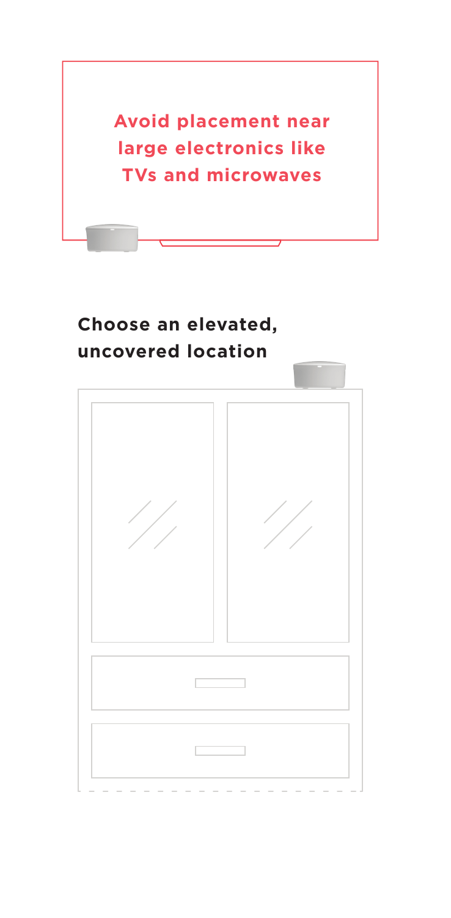**Avoid placement near large electronics like TVs and microwaves**

**Choose an elevated, uncovered location**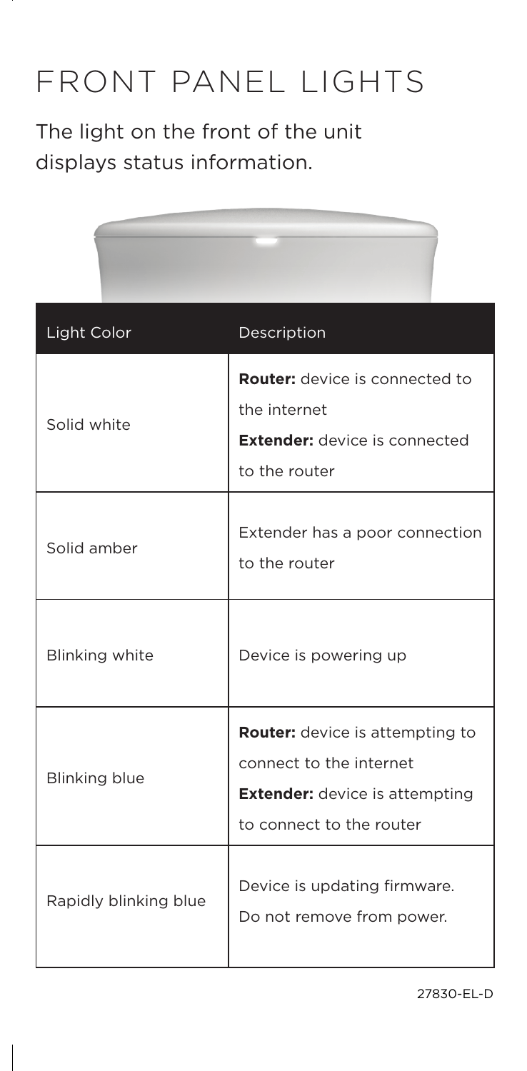# FRONT PANEL LIGHTS

The light on the front of the unit displays status information.

| Light Color | Description |
| --- | --- |
| Solid white | **Router:** device is connected to the internet<br>**Extender:** device is connected to the router |
| Solid amber | Extender has a poor connection to the router |
| Blinking white | Device is powering up |
| Blinking blue | **Router:** device is attempting to connect to the internet<br>**Extender:** device is attempting to connect to the router |
| Rapidly blinking blue | Device is updating firmware. Do not remove from power. |

27830-EL-D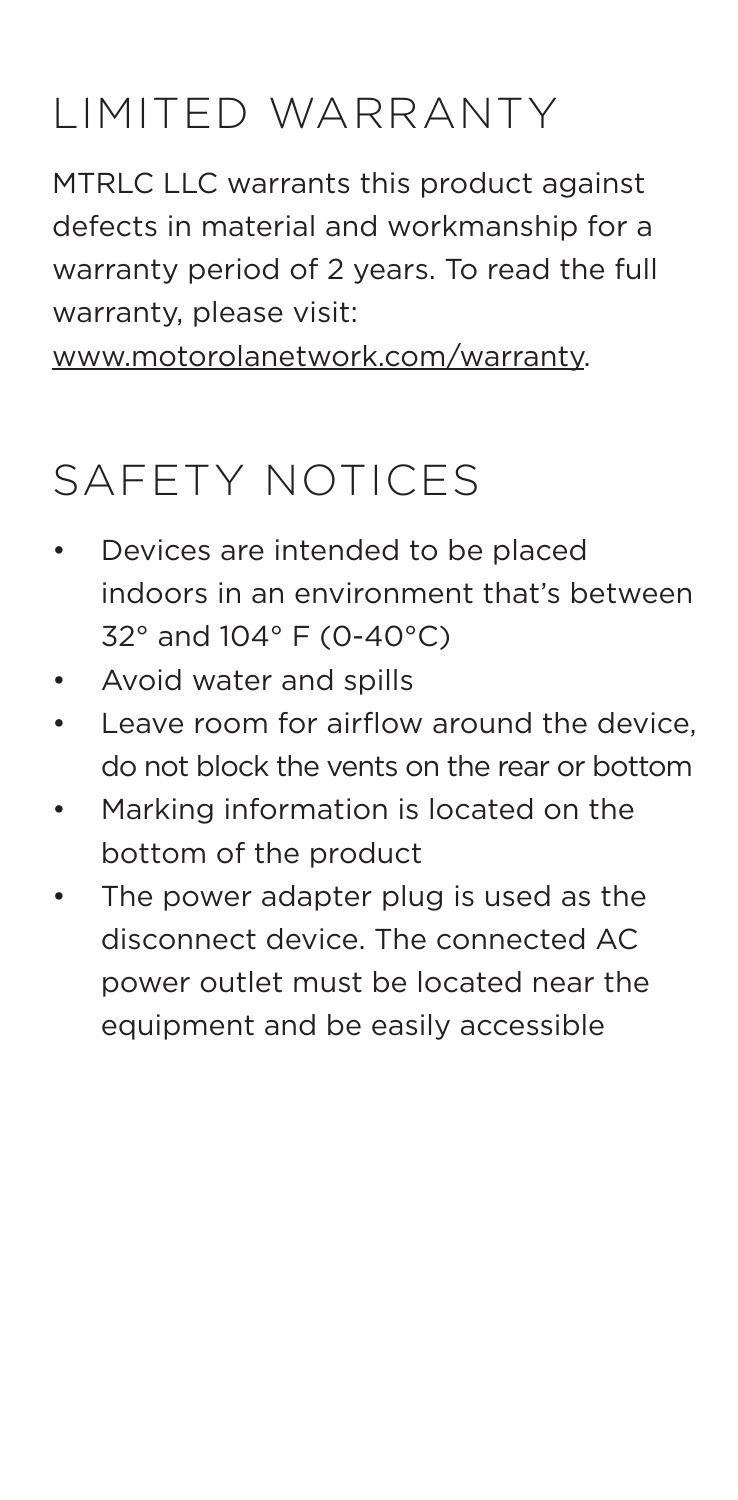# LIMITED WARRANTY

MTRLC LLC warrants this product against defects in material and workmanship for a warranty period of 2 years. To read the full warranty, please visit: www.motorolanetwork.com/warranty.

# SAFETY NOTICES

- Devices are intended to be placed indoors in an environment that's between 32° and 104° F (0-40°C)
- Avoid water and spills
- Leave room for airflow around the device, do not block the vents on the rear or bottom
- Marking information is located on the bottom of the product
- The power adapter plug is used as the disconnect device. The connected AC power outlet must be located near the equipment and be easily accessible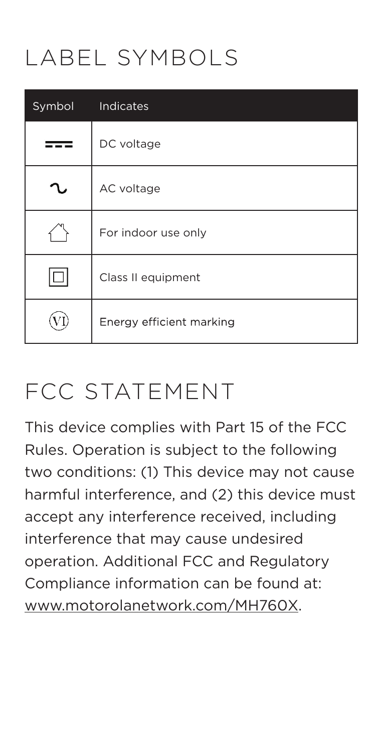# LABEL SYMBOLS

| Symbol | Indicates |
| --- | --- |
| ⎓ | DC voltage |
| ∿ | AC voltage |
| ⌂ | For indoor use only |
| ⧈ | Class II equipment |
| (VI) | Energy efficient marking |

# FCC STATEMENT

This device complies with Part 15 of the FCC Rules. Operation is subject to the following two conditions: (1) This device may not cause harmful interference, and (2) this device must accept any interference received, including interference that may cause undesired operation. Additional FCC and Regulatory Compliance information can be found at: www.motorolanetwork.com/MH760X.